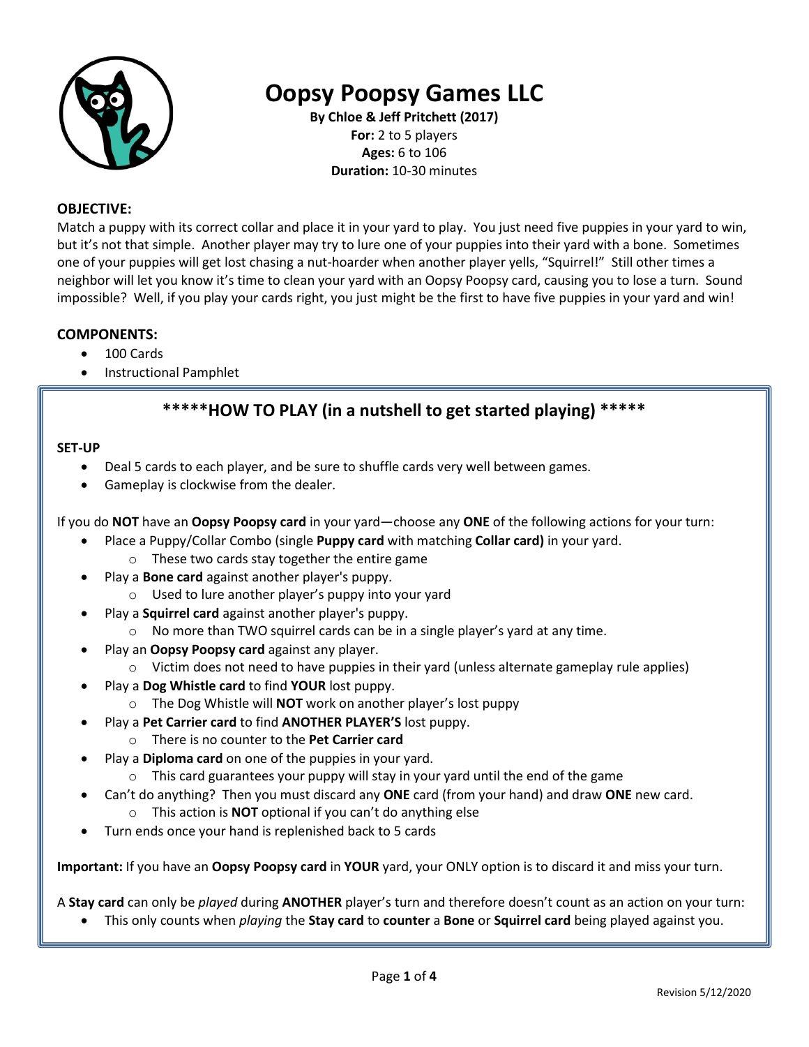# Oopsy Poopsy Games LLC

**By Chloe & Jeff Pritchett (2017)**
**For:** 2 to 5 players
**Ages:** 6 to 106
**Duration:** 10-30 minutes

## OBJECTIVE:

Match a puppy with its correct collar and place it in your yard to play. You just need five puppies in your yard to win, but it's not that simple. Another player may try to lure one of your puppies into their yard with a bone. Sometimes one of your puppies will get lost chasing a nut-hoarder when another player yells, "Squirrel!" Still other times a neighbor will let you know it's time to clean your yard with an Oopsy Poopsy card, causing you to lose a turn. Sound impossible? Well, if you play your cards right, you just might be the first to have five puppies in your yard and win!

## COMPONENTS:

- 100 Cards
- Instructional Pamphlet

## *****HOW TO PLAY (in a nutshell to get started playing) *****

### SET-UP

- Deal 5 cards to each player, and be sure to shuffle cards very well between games.
- Gameplay is clockwise from the dealer.

If you do **NOT** have an **Oopsy Poopsy card** in your yard—choose any **ONE** of the following actions for your turn:

- Place a Puppy/Collar Combo (single **Puppy card** with matching **Collar card)** in your yard.
  - These two cards stay together the entire game
- Play a **Bone card** against another player's puppy.
  - Used to lure another player's puppy into your yard
- Play a **Squirrel card** against another player's puppy.
  - No more than TWO squirrel cards can be in a single player's yard at any time.
- Play an **Oopsy Poopsy card** against any player.
  - Victim does not need to have puppies in their yard (unless alternate gameplay rule applies)
- Play a **Dog Whistle card** to find **YOUR** lost puppy.
  - The Dog Whistle will **NOT** work on another player's lost puppy
- Play a **Pet Carrier card** to find **ANOTHER PLAYER'S** lost puppy.
  - There is no counter to the **Pet Carrier card**
- Play a **Diploma card** on one of the puppies in your yard.
  - This card guarantees your puppy will stay in your yard until the end of the game
- Can't do anything? Then you must discard any **ONE** card (from your hand) and draw **ONE** new card.
  - This action is **NOT** optional if you can't do anything else
- Turn ends once your hand is replenished back to 5 cards

**Important:** If you have an **Oopsy Poopsy card** in **YOUR** yard, your ONLY option is to discard it and miss your turn.

A **Stay card** can only be *played* during **ANOTHER** player's turn and therefore doesn't count as an action on your turn:

- This only counts when *playing* the **Stay card** to **counter** a **Bone** or **Squirrel card** being played against you.

Revision 5/12/2020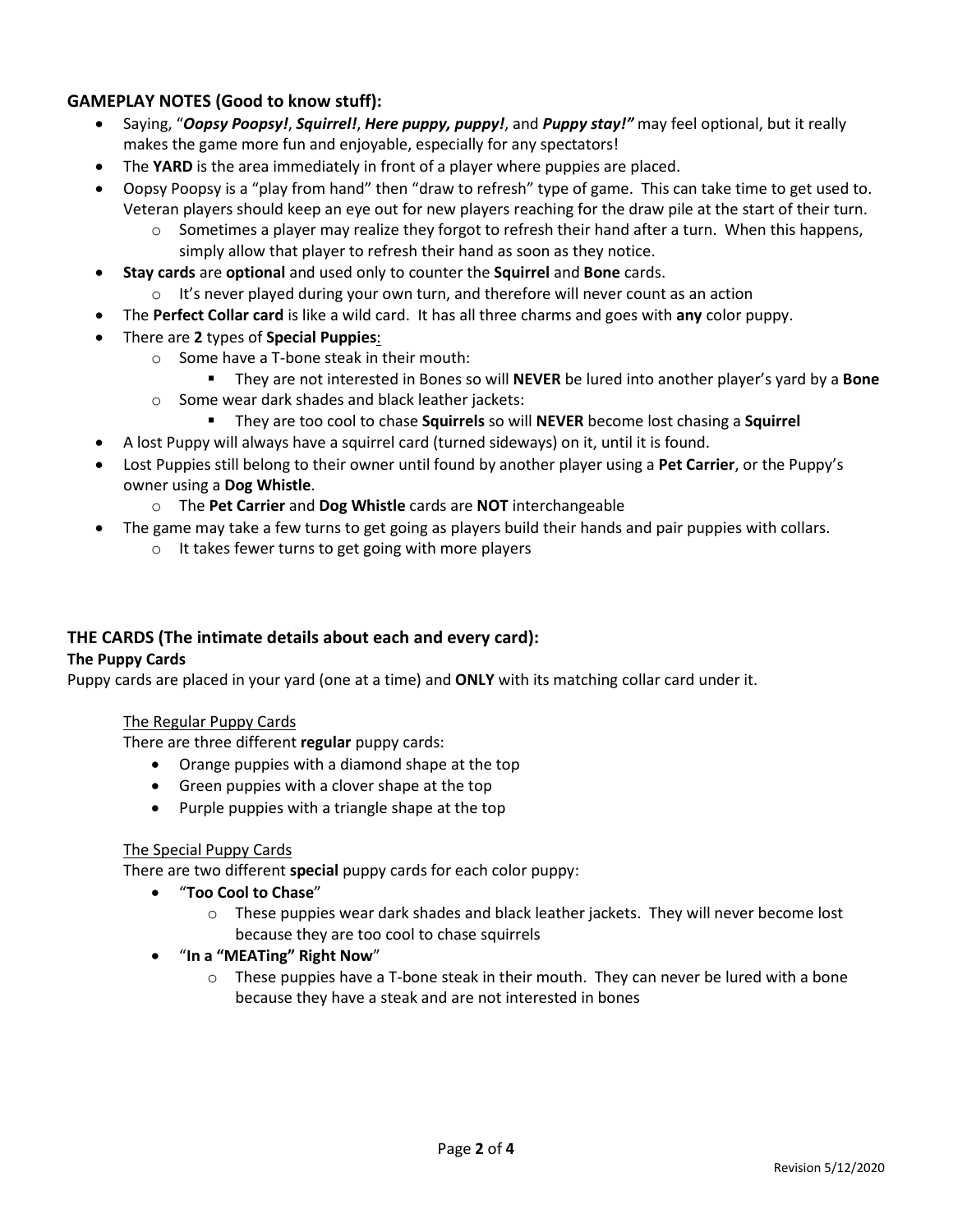## GAMEPLAY NOTES (Good to know stuff):

- Saying, "***Oopsy Poopsy!***, ***Squirrel!***, ***Here puppy, puppy!***, and ***Puppy stay!"*** may feel optional, but it really makes the game more fun and enjoyable, especially for any spectators!
- The **YARD** is the area immediately in front of a player where puppies are placed.
- Oopsy Poopsy is a "play from hand" then "draw to refresh" type of game. This can take time to get used to. Veteran players should keep an eye out for new players reaching for the draw pile at the start of their turn.
  - Sometimes a player may realize they forgot to refresh their hand after a turn. When this happens, simply allow that player to refresh their hand as soon as they notice.
- **Stay cards** are **optional** and used only to counter the **Squirrel** and **Bone** cards.
  - It's never played during your own turn, and therefore will never count as an action
- The **Perfect Collar card** is like a wild card. It has all three charms and goes with **any** color puppy.
- There are **2** types of **Special Puppies**:
  - Some have a T-bone steak in their mouth:
    - They are not interested in Bones so will **NEVER** be lured into another player's yard by a **Bone**
  - Some wear dark shades and black leather jackets:
    - They are too cool to chase **Squirrels** so will **NEVER** become lost chasing a **Squirrel**
- A lost Puppy will always have a squirrel card (turned sideways) on it, until it is found.
- Lost Puppies still belong to their owner until found by another player using a **Pet Carrier**, or the Puppy's owner using a **Dog Whistle**.
  - The **Pet Carrier** and **Dog Whistle** cards are **NOT** interchangeable
- The game may take a few turns to get going as players build their hands and pair puppies with collars.
  - It takes fewer turns to get going with more players

## THE CARDS (The intimate details about each and every card):

### The Puppy Cards

Puppy cards are placed in your yard (one at a time) and **ONLY** with its matching collar card under it.

<u>The Regular Puppy Cards</u>

There are three different **regular** puppy cards:

- Orange puppies with a diamond shape at the top
- Green puppies with a clover shape at the top
- Purple puppies with a triangle shape at the top

<u>The Special Puppy Cards</u>

There are two different **special** puppy cards for each color puppy:

- "**Too Cool to Chase**"
  - These puppies wear dark shades and black leather jackets. They will never become lost because they are too cool to chase squirrels
- "**In a "MEATing" Right Now**"
  - These puppies have a T-bone steak in their mouth. They can never be lured with a bone because they have a steak and are not interested in bones

Revision 5/12/2020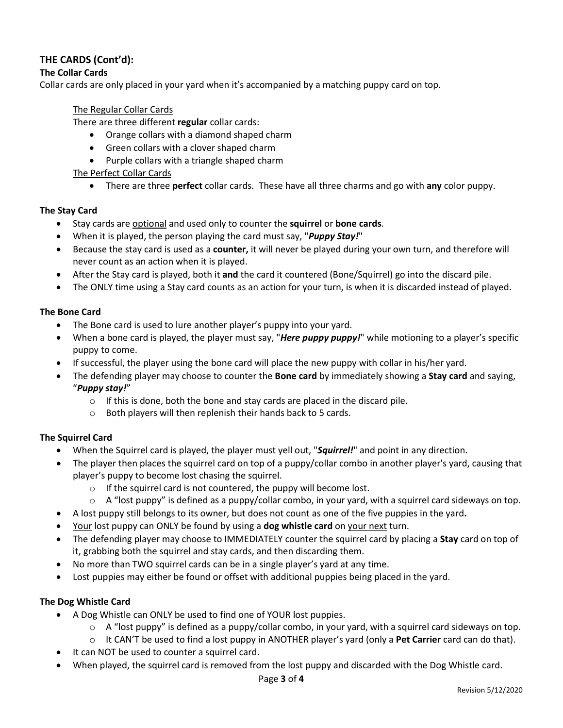## THE CARDS (Cont'd):

### The Collar Cards

Collar cards are only placed in your yard when it's accompanied by a matching puppy card on top.

<u>The Regular Collar Cards</u>

There are three different **regular** collar cards:

- Orange collars with a diamond shaped charm
- Green collars with a clover shaped charm
- Purple collars with a triangle shaped charm

<u>The Perfect Collar Cards</u>

- There are three **perfect** collar cards. These have all three charms and go with **any** color puppy.

### The Stay Card

- Stay cards are <u>optional</u> and used only to counter the **squirrel** or **bone cards**.
- When it is played, the person playing the card must say, "***Puppy Stay!***"
- Because the stay card is used as a **counter,** it will never be played during your own turn, and therefore will never count as an action when it is played.
- After the Stay card is played, both it **and** the card it countered (Bone/Squirrel) go into the discard pile.
- The ONLY time using a Stay card counts as an action for your turn, is when it is discarded instead of played.

### The Bone Card

- The Bone card is used to lure another player's puppy into your yard.
- When a bone card is played, the player must say, "***Here puppy puppy!***" while motioning to a player's specific puppy to come.
- If successful, the player using the bone card will place the new puppy with collar in his/her yard.
- The defending player may choose to counter the **Bone card** by immediately showing a **Stay card** and saying, "***Puppy stay!***"
  - If this is done, both the bone and stay cards are placed in the discard pile.
  - Both players will then replenish their hands back to 5 cards.

### The Squirrel Card

- When the Squirrel card is played, the player must yell out, "***Squirrel!***" and point in any direction.
- The player then places the squirrel card on top of a puppy/collar combo in another player's yard, causing that player's puppy to become lost chasing the squirrel.
  - If the squirrel card is not countered, the puppy will become lost.
  - A "lost puppy" is defined as a puppy/collar combo, in your yard, with a squirrel card sideways on top.
- A lost puppy still belongs to its owner, but does not count as one of the five puppies in the yard**.**
- <u>Your</u> lost puppy can ONLY be found by using a **dog whistle card** on <u>your next</u> turn.
- The defending player may choose to IMMEDIATELY counter the squirrel card by placing a **Stay** card on top of it, grabbing both the squirrel and stay cards, and then discarding them.
- No more than TWO squirrel cards can be in a single player's yard at any time.
- Lost puppies may either be found or offset with additional puppies being placed in the yard.

### The Dog Whistle Card

- A Dog Whistle can ONLY be used to find one of YOUR lost puppies.
  - A "lost puppy" is defined as a puppy/collar combo, in your yard, with a squirrel card sideways on top.
  - It CAN'T be used to find a lost puppy in ANOTHER player's yard (only a **Pet Carrier** card can do that).
- It can NOT be used to counter a squirrel card.
- When played, the squirrel card is removed from the lost puppy and discarded with the Dog Whistle card.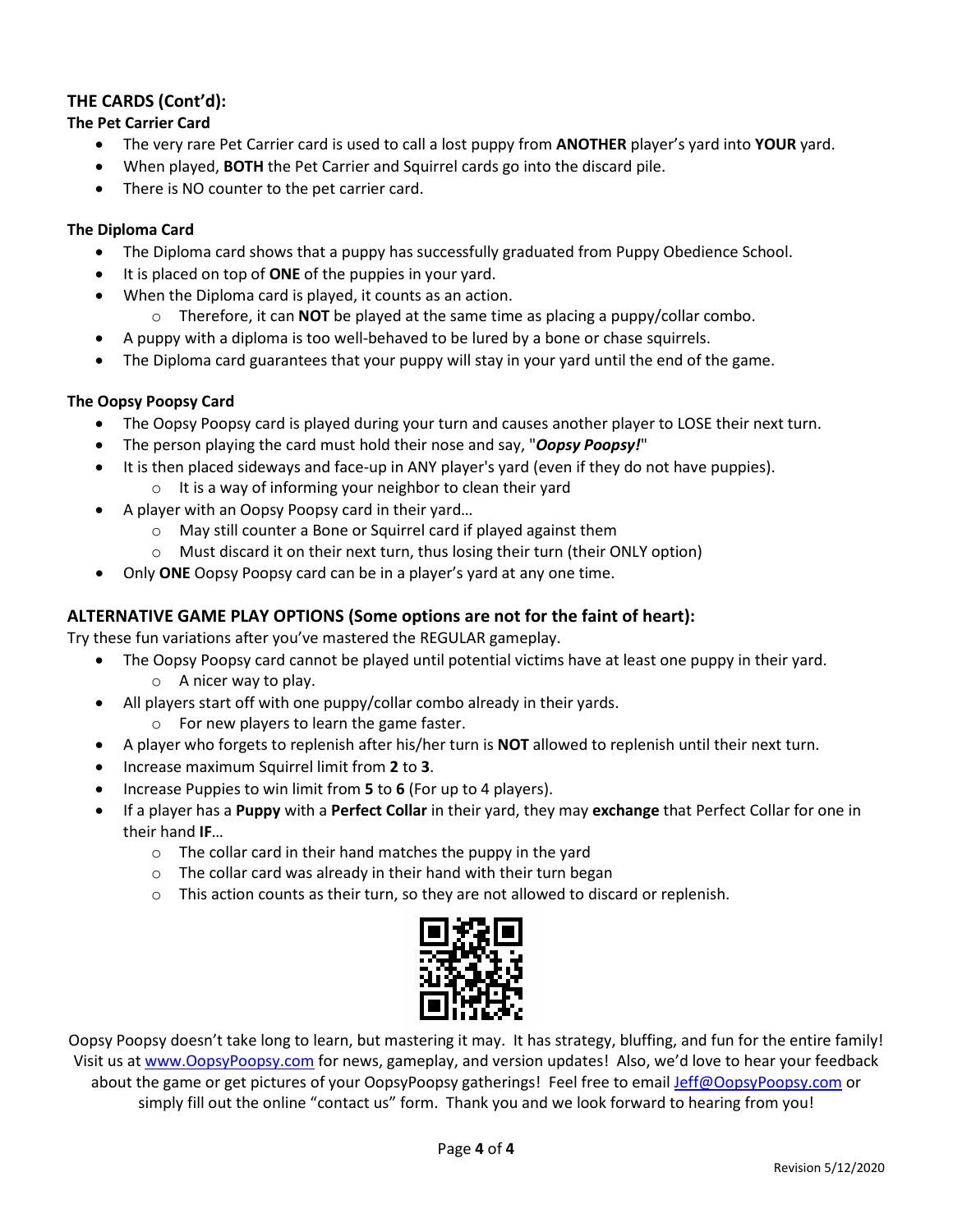## THE CARDS (Cont'd):

### The Pet Carrier Card

- The very rare Pet Carrier card is used to call a lost puppy from **ANOTHER** player's yard into **YOUR** yard.
- When played, **BOTH** the Pet Carrier and Squirrel cards go into the discard pile.
- There is NO counter to the pet carrier card.

### The Diploma Card

- The Diploma card shows that a puppy has successfully graduated from Puppy Obedience School.
- It is placed on top of **ONE** of the puppies in your yard.
- When the Diploma card is played, it counts as an action.
  - Therefore, it can **NOT** be played at the same time as placing a puppy/collar combo.
- A puppy with a diploma is too well-behaved to be lured by a bone or chase squirrels.
- The Diploma card guarantees that your puppy will stay in your yard until the end of the game.

### The Oopsy Poopsy Card

- The Oopsy Poopsy card is played during your turn and causes another player to LOSE their next turn.
- The person playing the card must hold their nose and say, "***Oopsy Poopsy!***"
- It is then placed sideways and face-up in ANY player's yard (even if they do not have puppies).
  - It is a way of informing your neighbor to clean their yard
- A player with an Oopsy Poopsy card in their yard…
  - May still counter a Bone or Squirrel card if played against them
  - Must discard it on their next turn, thus losing their turn (their ONLY option)
- Only **ONE** Oopsy Poopsy card can be in a player's yard at any one time.

## ALTERNATIVE GAME PLAY OPTIONS (Some options are not for the faint of heart):

Try these fun variations after you've mastered the REGULAR gameplay.

- The Oopsy Poopsy card cannot be played until potential victims have at least one puppy in their yard.
  - A nicer way to play.
- All players start off with one puppy/collar combo already in their yards.
  - For new players to learn the game faster.
- A player who forgets to replenish after his/her turn is **NOT** allowed to replenish until their next turn.
- Increase maximum Squirrel limit from **2** to **3**.
- Increase Puppies to win limit from **5** to **6** (For up to 4 players).
- If a player has a **Puppy** with a **Perfect Collar** in their yard, they may **exchange** that Perfect Collar for one in their hand **IF**…
  - The collar card in their hand matches the puppy in the yard
  - The collar card was already in their hand with their turn began
  - This action counts as their turn, so they are not allowed to discard or replenish.

Oopsy Poopsy doesn't take long to learn, but mastering it may. It has strategy, bluffing, and fun for the entire family! Visit us at www.OopsyPoopsy.com for news, gameplay, and version updates! Also, we'd love to hear your feedback about the game or get pictures of your OopsyPoopsy gatherings! Feel free to email Jeff@OopsyPoopsy.com or simply fill out the online "contact us" form. Thank you and we look forward to hearing from you!

Revision 5/12/2020